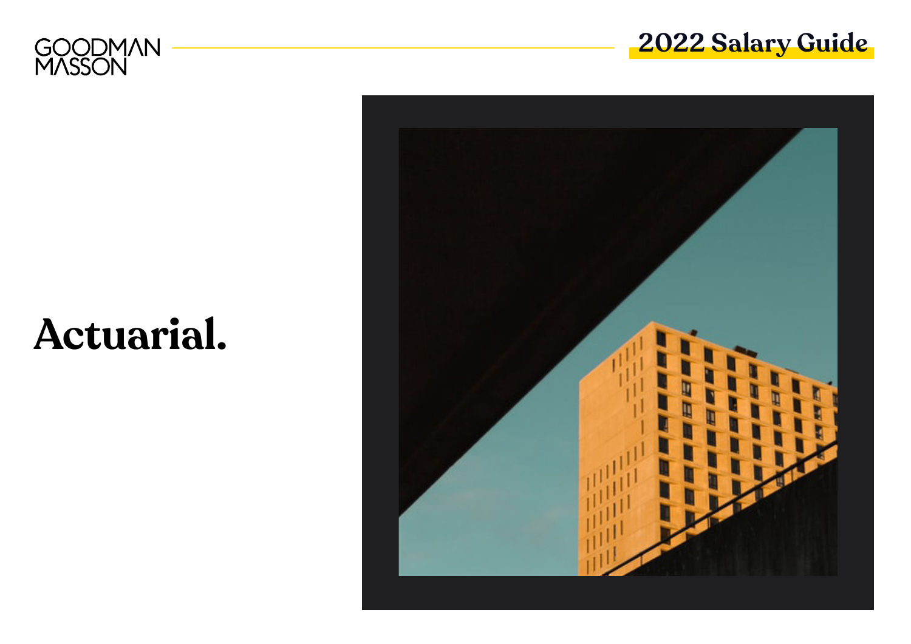GOODMAN MASSON

2022 Salary Guide

# Actuarial.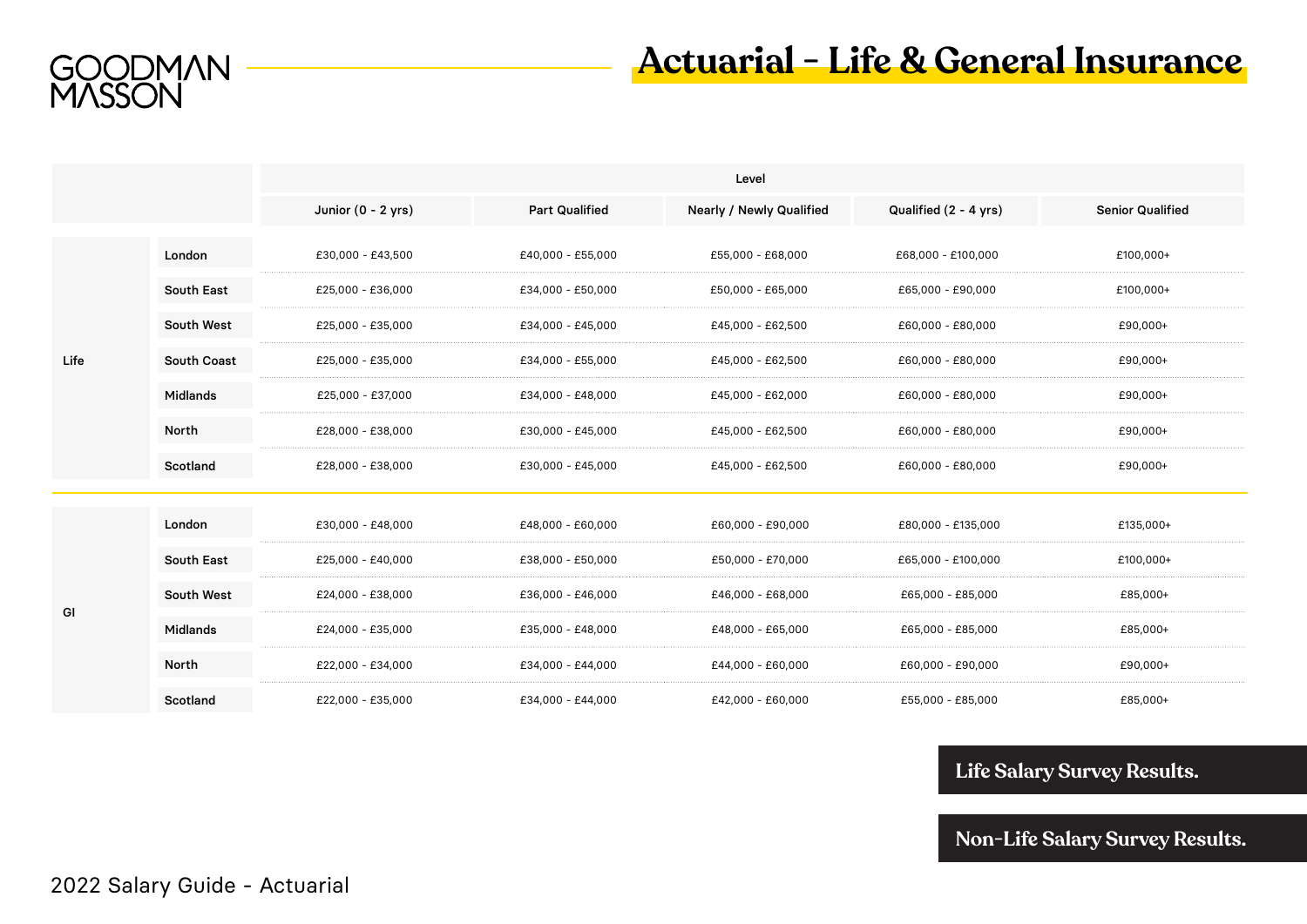GOODMAN MASSON

# Actuarial - Life & General Insurance

| | | Level | | | | |
|---|---|---|---|---|---|---|
| | | Junior (0 - 2 yrs) | Part Qualified | Nearly / Newly Qualified | Qualified (2 - 4 yrs) | Senior Qualified |
| Life | London | £30,000 - £43,500 | £40,000 - £55,000 | £55,000 - £68,000 | £68,000 - £100,000 | £100,000+ |
| | South East | £25,000 - £36,000 | £34,000 - £50,000 | £50,000 - £65,000 | £65,000 - £90,000 | £100,000+ |
| | South West | £25,000 - £35,000 | £34,000 - £45,000 | £45,000 - £62,500 | £60,000 - £80,000 | £90,000+ |
| | South Coast | £25,000 - £35,000 | £34,000 - £55,000 | £45,000 - £62,500 | £60,000 - £80,000 | £90,000+ |
| | Midlands | £25,000 - £37,000 | £34,000 - £48,000 | £45,000 - £62,000 | £60,000 - £80,000 | £90,000+ |
| | North | £28,000 - £38,000 | £30,000 - £45,000 | £45,000 - £62,500 | £60,000 - £80,000 | £90,000+ |
| | Scotland | £28,000 - £38,000 | £30,000 - £45,000 | £45,000 - £62,500 | £60,000 - £80,000 | £90,000+ |
| GI | London | £30,000 - £48,000 | £48,000 - £60,000 | £60,000 - £90,000 | £80,000 - £135,000 | £135,000+ |
| | South East | £25,000 - £40,000 | £38,000 - £50,000 | £50,000 - £70,000 | £65,000 - £100,000 | £100,000+ |
| | South West | £24,000 - £38,000 | £36,000 - £46,000 | £46,000 - £68,000 | £65,000 - £85,000 | £85,000+ |
| | Midlands | £24,000 - £35,000 | £35,000 - £48,000 | £48,000 - £65,000 | £65,000 - £85,000 | £85,000+ |
| | North | £22,000 - £34,000 | £34,000 - £44,000 | £44,000 - £60,000 | £60,000 - £90,000 | £90,000+ |
| | Scotland | £22,000 - £35,000 | £34,000 - £44,000 | £42,000 - £60,000 | £55,000 - £85,000 | £85,000+ |

**Life Salary Survey Results.**

**Non-Life Salary Survey Results.**

2022 Salary Guide - Actuarial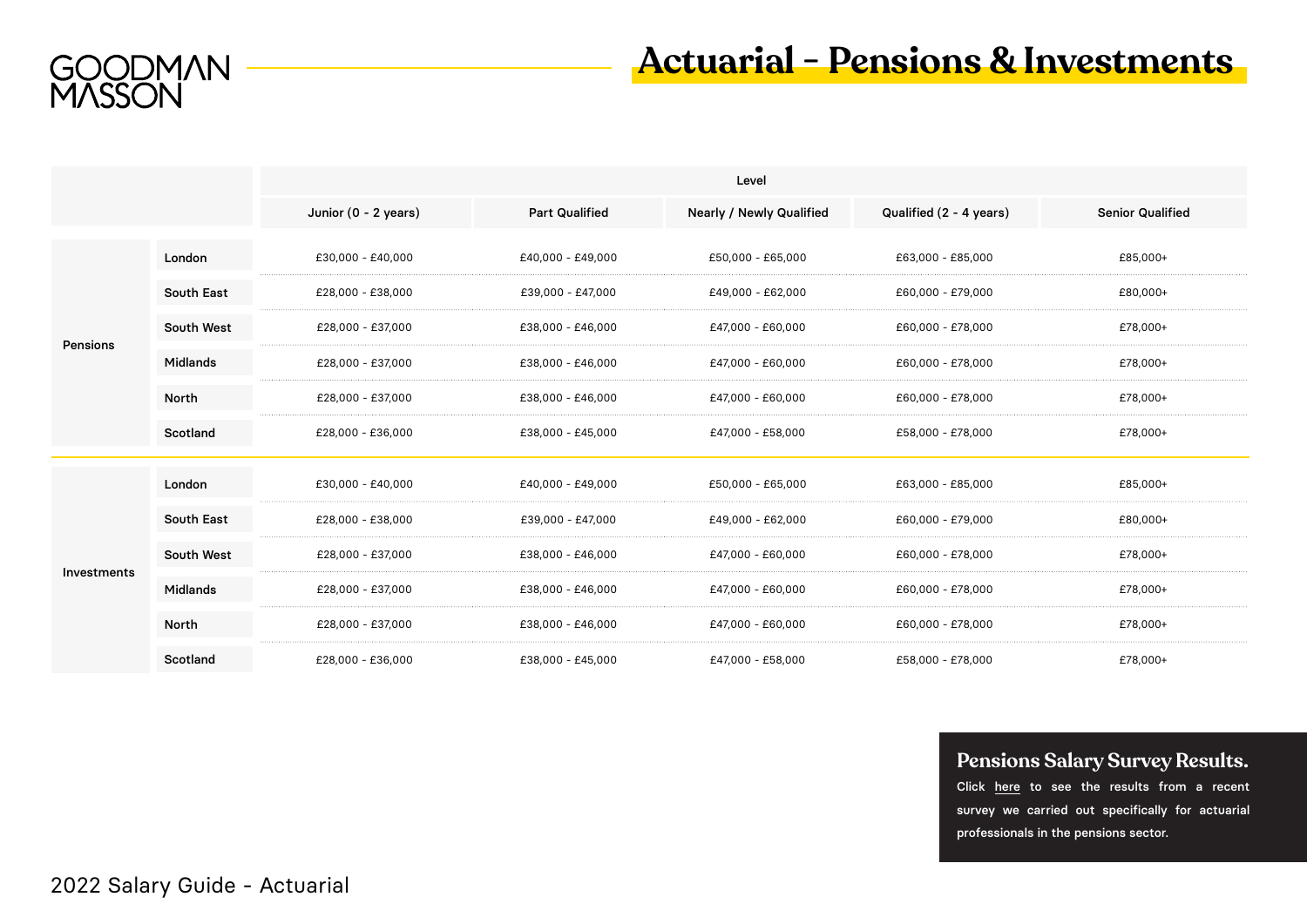GOODMAN MASSON

# Actuarial - Pensions & Investments

| | | Level | | | | |
|---|---|---|---|---|---|---|
| | | Junior (0 - 2 years) | Part Qualified | Nearly / Newly Qualified | Qualified (2 - 4 years) | Senior Qualified |
| Pensions | London | £30,000 - £40,000 | £40,000 - £49,000 | £50,000 - £65,000 | £63,000 - £85,000 | £85,000+ |
| | South East | £28,000 - £38,000 | £39,000 - £47,000 | £49,000 - £62,000 | £60,000 - £79,000 | £80,000+ |
| | South West | £28,000 - £37,000 | £38,000 - £46,000 | £47,000 - £60,000 | £60,000 - £78,000 | £78,000+ |
| | Midlands | £28,000 - £37,000 | £38,000 - £46,000 | £47,000 - £60,000 | £60,000 - £78,000 | £78,000+ |
| | North | £28,000 - £37,000 | £38,000 - £46,000 | £47,000 - £60,000 | £60,000 - £78,000 | £78,000+ |
| | Scotland | £28,000 - £36,000 | £38,000 - £45,000 | £47,000 - £58,000 | £58,000 - £78,000 | £78,000+ |
| Investments | London | £30,000 - £40,000 | £40,000 - £49,000 | £50,000 - £65,000 | £63,000 - £85,000 | £85,000+ |
| | South East | £28,000 - £38,000 | £39,000 - £47,000 | £49,000 - £62,000 | £60,000 - £79,000 | £80,000+ |
| | South West | £28,000 - £37,000 | £38,000 - £46,000 | £47,000 - £60,000 | £60,000 - £78,000 | £78,000+ |
| | Midlands | £28,000 - £37,000 | £38,000 - £46,000 | £47,000 - £60,000 | £60,000 - £78,000 | £78,000+ |
| | North | £28,000 - £37,000 | £38,000 - £46,000 | £47,000 - £60,000 | £60,000 - £78,000 | £78,000+ |
| | Scotland | £28,000 - £36,000 | £38,000 - £45,000 | £47,000 - £58,000 | £58,000 - £78,000 | £78,000+ |

## Pensions Salary Survey Results.

Click here to see the results from a recent survey we carried out specifically for actuarial professionals in the pensions sector.

2022 Salary Guide - Actuarial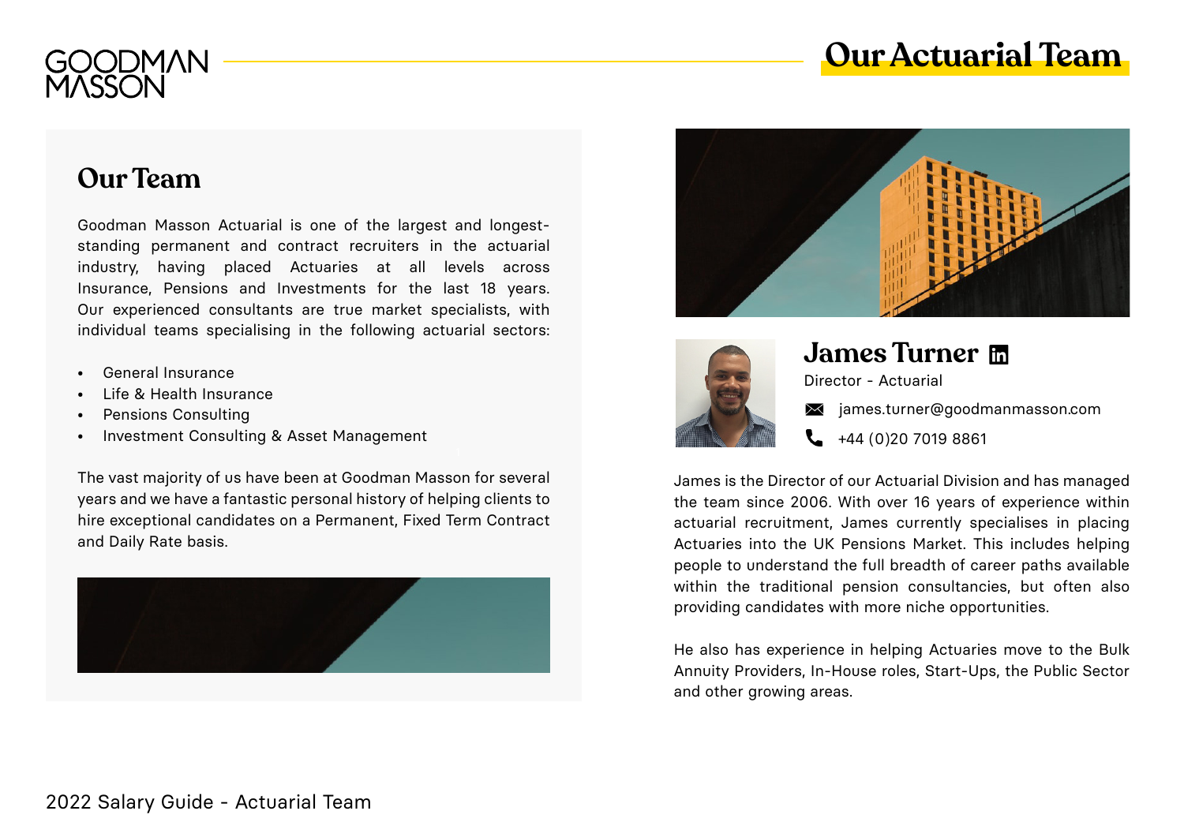# Our Actuarial Team

## Our Team

Goodman Masson Actuarial is one of the largest and longest-standing permanent and contract recruiters in the actuarial industry, having placed Actuaries at all levels across Insurance, Pensions and Investments for the last 18 years. Our experienced consultants are true market specialists, with individual teams specialising in the following actuarial sectors:

- General Insurance
- Life & Health Insurance
- Pensions Consulting
- Investment Consulting & Asset Management

The vast majority of us have been at Goodman Masson for several years and we have a fantastic personal history of helping clients to hire exceptional candidates on a Permanent, Fixed Term Contract and Daily Rate basis.

## James Turner

Director - Actuarial

james.turner@goodmanmasson.com

+44 (0)20 7019 8861

James is the Director of our Actuarial Division and has managed the team since 2006. With over 16 years of experience within actuarial recruitment, James currently specialises in placing Actuaries into the UK Pensions Market. This includes helping people to understand the full breadth of career paths available within the traditional pension consultancies, but often also providing candidates with more niche opportunities.

He also has experience in helping Actuaries move to the Bulk Annuity Providers, In-House roles, Start-Ups, the Public Sector and other growing areas.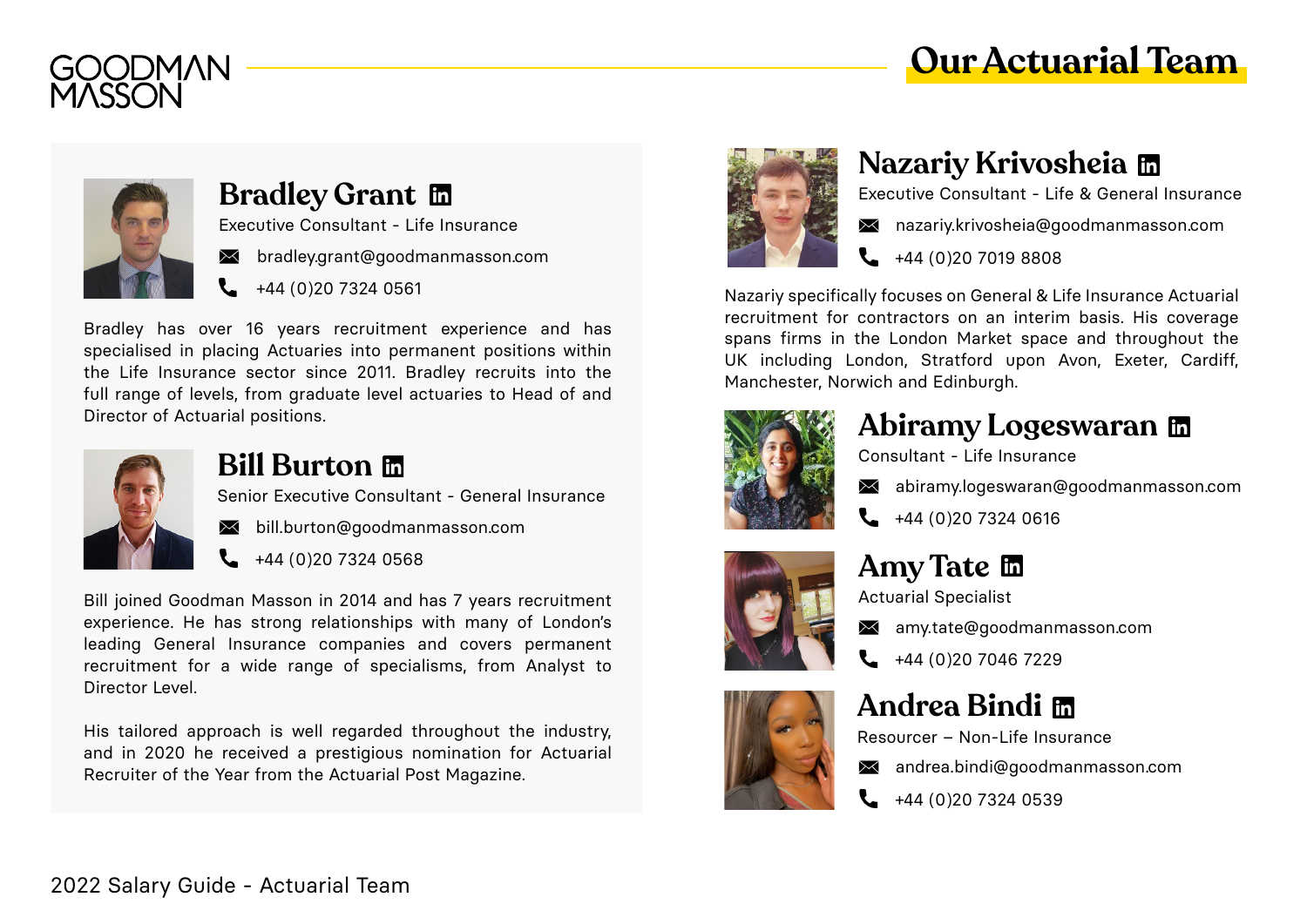GOODMAN MASSON

# Our Actuarial Team

## Bradley Grant

Executive Consultant - Life Insurance

bradley.grant@goodmanmasson.com

+44 (0)20 7324 0561

Bradley has over 16 years recruitment experience and has specialised in placing Actuaries into permanent positions within the Life Insurance sector since 2011. Bradley recruits into the full range of levels, from graduate level actuaries to Head of and Director of Actuarial positions.

## Bill Burton

Senior Executive Consultant - General Insurance

bill.burton@goodmanmasson.com

+44 (0)20 7324 0568

Bill joined Goodman Masson in 2014 and has 7 years recruitment experience. He has strong relationships with many of London's leading General Insurance companies and covers permanent recruitment for a wide range of specialisms, from Analyst to Director Level.

His tailored approach is well regarded throughout the industry, and in 2020 he received a prestigious nomination for Actuarial Recruiter of the Year from the Actuarial Post Magazine.

## Nazariy Krivosheia

Executive Consultant - Life & General Insurance

nazariy.krivosheia@goodmanmasson.com

+44 (0)20 7019 8808

Nazariy specifically focuses on General & Life Insurance Actuarial recruitment for contractors on an interim basis. His coverage spans firms in the London Market space and throughout the UK including London, Stratford upon Avon, Exeter, Cardiff, Manchester, Norwich and Edinburgh.

## Abiramy Logeswaran

Consultant - Life Insurance

abiramy.logeswaran@goodmanmasson.com

+44 (0)20 7324 0616

## Amy Tate

Actuarial Specialist

amy.tate@goodmanmasson.com

+44 (0)20 7046 7229

## Andrea Bindi

Resourcer – Non-Life Insurance

andrea.bindi@goodmanmasson.com

+44 (0)20 7324 0539